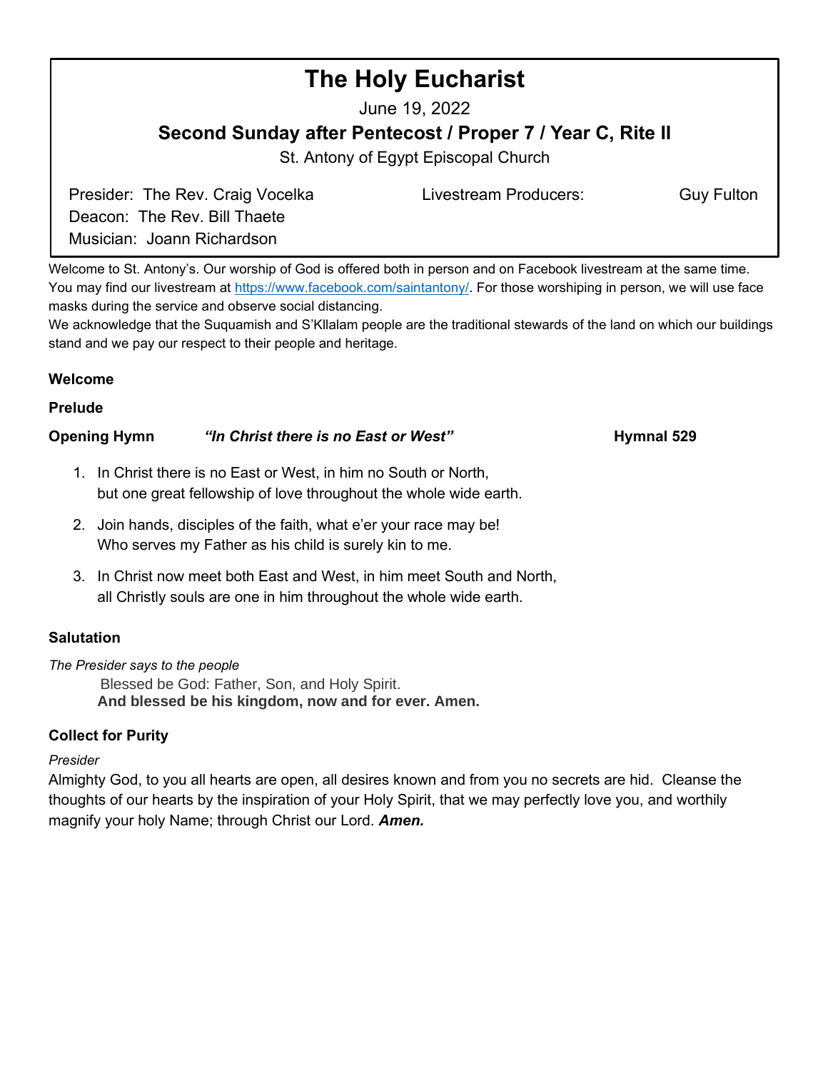# The Holy Eucharist

June 19, 2022

## Second Sunday after Pentecost / Proper 7 / Year C, Rite II

St. Antony of Egypt Episcopal Church

Presider: The Rev. Craig Vocelka
Deacon: The Rev. Bill Thaete
Musician: Joann Richardson

Livestream Producers: Guy Fulton

Welcome to St. Antony's. Our worship of God is offered both in person and on Facebook livestream at the same time. You may find our livestream at https://www.facebook.com/saintantony/. For those worshiping in person, we will use face masks during the service and observe social distancing.

We acknowledge that the Suquamish and S'Kllalam people are the traditional stewards of the land on which our buildings stand and we pay our respect to their people and heritage.

**Welcome**

**Prelude**

**Opening Hymn** ***"In Christ there is no East or West"*** **Hymnal 529**

1. In Christ there is no East or West, in him no South or North,
   but one great fellowship of love throughout the whole wide earth.
2. Join hands, disciples of the faith, what e'er your race may be!
   Who serves my Father as his child is surely kin to me.
3. In Christ now meet both East and West, in him meet South and North,
   all Christly souls are one in him throughout the whole wide earth.

**Salutation**

*The Presider says to the people*

Blessed be God: Father, Son, and Holy Spirit.
**And blessed be his kingdom, now and for ever. Amen.**

**Collect for Purity**

*Presider*

Almighty God, to you all hearts are open, all desires known and from you no secrets are hid. Cleanse the thoughts of our hearts by the inspiration of your Holy Spirit, that we may perfectly love you, and worthily magnify your holy Name; through Christ our Lord. ***Amen.***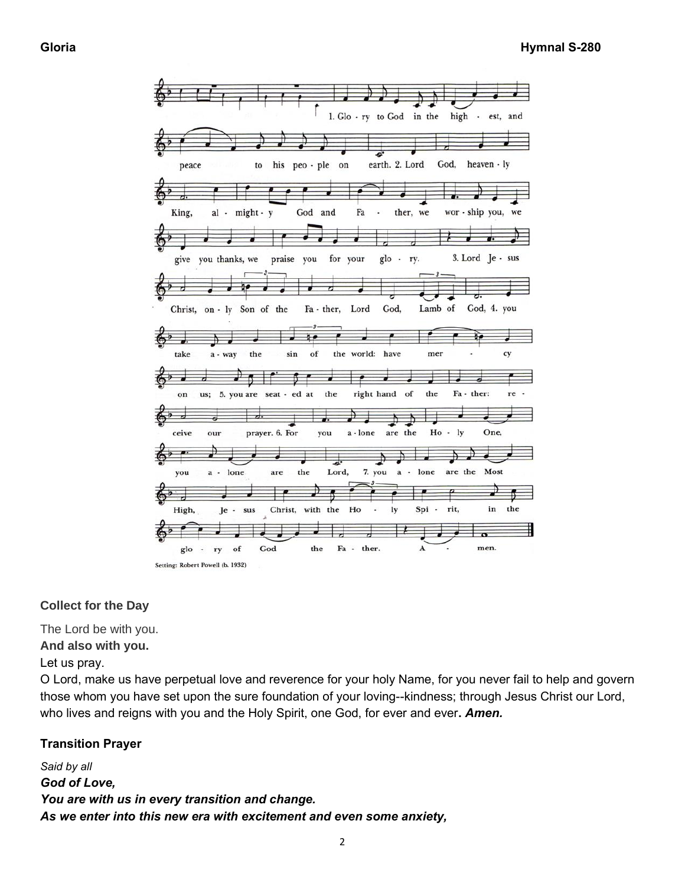**Gloria** **Hymnal S-280**

Setting: Robert Powell (b. 1932)

**Collect for the Day**

The Lord be with you.
**And also with you.**
Let us pray.
O Lord, make us have perpetual love and reverence for your holy Name, for you never fail to help and govern those whom you have set upon the sure foundation of your loving--kindness; through Jesus Christ our Lord, who lives and reigns with you and the Holy Spirit, one God, for ever and ever**.** ***Amen.***

**Transition Prayer**

*Said by all*
***God of Love,***
***You are with us in every transition and change.***
***As we enter into this new era with excitement and even some anxiety,***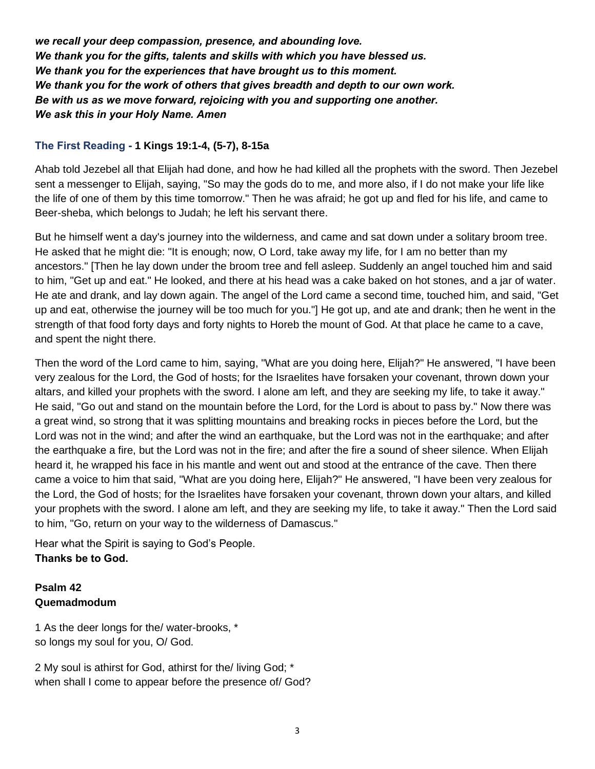***we recall your deep compassion, presence, and abounding love.***
***We thank you for the gifts, talents and skills with which you have blessed us.***
***We thank you for the experiences that have brought us to this moment.***
***We thank you for the work of others that gives breadth and depth to our own work.***
***Be with us as we move forward, rejoicing with you and supporting one another.***
***We ask this in your Holy Name. Amen***

### The First Reading - **1 Kings 19:1-4, (5-7), 8-15a**

Ahab told Jezebel all that Elijah had done, and how he had killed all the prophets with the sword. Then Jezebel sent a messenger to Elijah, saying, "So may the gods do to me, and more also, if I do not make your life like the life of one of them by this time tomorrow." Then he was afraid; he got up and fled for his life, and came to Beer-sheba, which belongs to Judah; he left his servant there.

But he himself went a day's journey into the wilderness, and came and sat down under a solitary broom tree. He asked that he might die: "It is enough; now, O Lord, take away my life, for I am no better than my ancestors." [Then he lay down under the broom tree and fell asleep. Suddenly an angel touched him and said to him, "Get up and eat." He looked, and there at his head was a cake baked on hot stones, and a jar of water. He ate and drank, and lay down again. The angel of the Lord came a second time, touched him, and said, "Get up and eat, otherwise the journey will be too much for you."] He got up, and ate and drank; then he went in the strength of that food forty days and forty nights to Horeb the mount of God. At that place he came to a cave, and spent the night there.

Then the word of the Lord came to him, saying, "What are you doing here, Elijah?" He answered, "I have been very zealous for the Lord, the God of hosts; for the Israelites have forsaken your covenant, thrown down your altars, and killed your prophets with the sword. I alone am left, and they are seeking my life, to take it away." He said, "Go out and stand on the mountain before the Lord, for the Lord is about to pass by." Now there was a great wind, so strong that it was splitting mountains and breaking rocks in pieces before the Lord, but the Lord was not in the wind; and after the wind an earthquake, but the Lord was not in the earthquake; and after the earthquake a fire, but the Lord was not in the fire; and after the fire a sound of sheer silence. When Elijah heard it, he wrapped his face in his mantle and went out and stood at the entrance of the cave. Then there came a voice to him that said, "What are you doing here, Elijah?" He answered, "I have been very zealous for the Lord, the God of hosts; for the Israelites have forsaken your covenant, thrown down your altars, and killed your prophets with the sword. I alone am left, and they are seeking my life, to take it away." Then the Lord said to him, "Go, return on your way to the wilderness of Damascus."

Hear what the Spirit is saying to God's People.
**Thanks be to God.**

### Psalm 42
### Quemadmodum

1 As the deer longs for the/ water-brooks, *
so longs my soul for you, O/ God.

2 My soul is athirst for God, athirst for the/ living God; *
when shall I come to appear before the presence of/ God?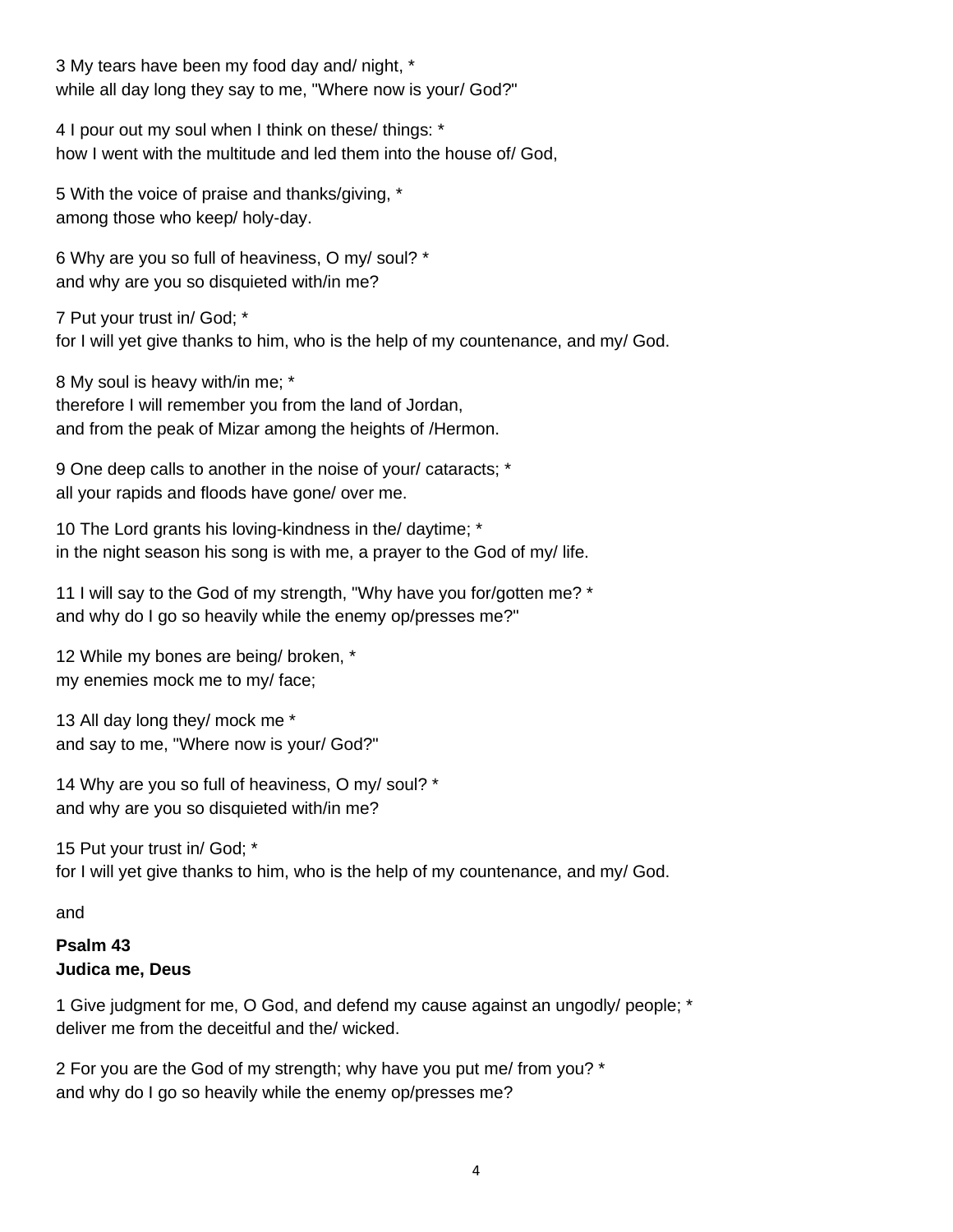3 My tears have been my food day and/ night, *
while all day long they say to me, "Where now is your/ God?"

4 I pour out my soul when I think on these/ things: *
how I went with the multitude and led them into the house of/ God,

5 With the voice of praise and thanks/giving, *
among those who keep/ holy-day.

6 Why are you so full of heaviness, O my/ soul? *
and why are you so disquieted with/in me?

7 Put your trust in/ God; *
for I will yet give thanks to him, who is the help of my countenance, and my/ God.

8 My soul is heavy with/in me; *
therefore I will remember you from the land of Jordan,
and from the peak of Mizar among the heights of /Hermon.

9 One deep calls to another in the noise of your/ cataracts; *
all your rapids and floods have gone/ over me.

10 The Lord grants his loving-kindness in the/ daytime; *
in the night season his song is with me, a prayer to the God of my/ life.

11 I will say to the God of my strength, "Why have you for/gotten me? *
and why do I go so heavily while the enemy op/presses me?"

12 While my bones are being/ broken, *
my enemies mock me to my/ face;

13 All day long they/ mock me *
and say to me, "Where now is your/ God?"

14 Why are you so full of heaviness, O my/ soul? *
and why are you so disquieted with/in me?

15 Put your trust in/ God; *
for I will yet give thanks to him, who is the help of my countenance, and my/ God.

and

**Psalm 43**
**Judica me, Deus**

1 Give judgment for me, O God, and defend my cause against an ungodly/ people; *
deliver me from the deceitful and the/ wicked.

2 For you are the God of my strength; why have you put me/ from you? *
and why do I go so heavily while the enemy op/presses me?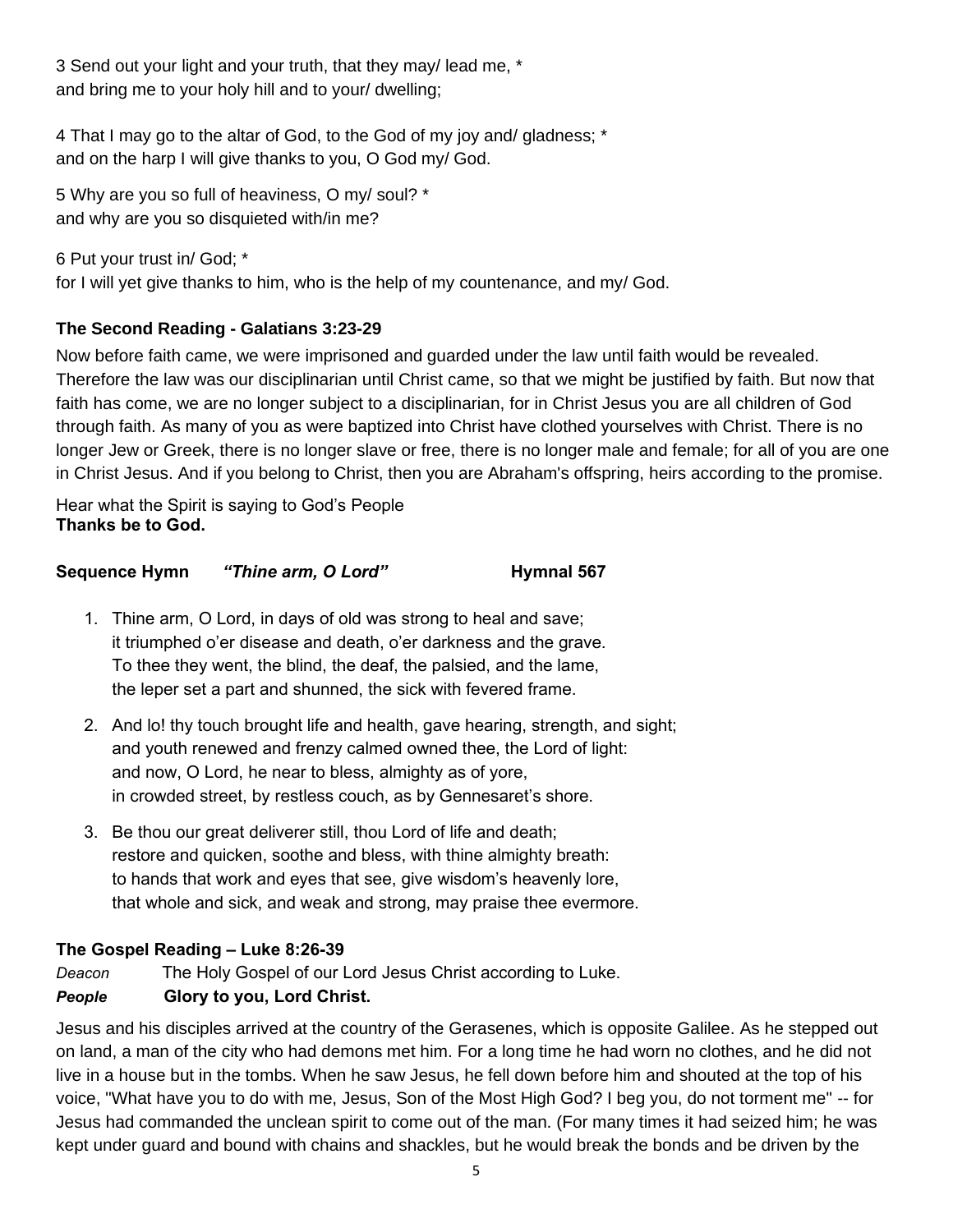3 Send out your light and your truth, that they may/ lead me, *
and bring me to your holy hill and to your/ dwelling;

4 That I may go to the altar of God, to the God of my joy and/ gladness; *
and on the harp I will give thanks to you, O God my/ God.

5 Why are you so full of heaviness, O my/ soul? *
and why are you so disquieted with/in me?

6 Put your trust in/ God; *
for I will yet give thanks to him, who is the help of my countenance, and my/ God.

**The Second Reading - Galatians 3:23-29**

Now before faith came, we were imprisoned and guarded under the law until faith would be revealed. Therefore the law was our disciplinarian until Christ came, so that we might be justified by faith. But now that faith has come, we are no longer subject to a disciplinarian, for in Christ Jesus you are all children of God through faith. As many of you as were baptized into Christ have clothed yourselves with Christ. There is no longer Jew or Greek, there is no longer slave or free, there is no longer male and female; for all of you are one in Christ Jesus. And if you belong to Christ, then you are Abraham's offspring, heirs according to the promise.

Hear what the Spirit is saying to God's People
**Thanks be to God.**

**Sequence Hymn** ***"Thine arm, O Lord"*** **Hymnal 567**

1. Thine arm, O Lord, in days of old was strong to heal and save;
   it triumphed o'er disease and death, o'er darkness and the grave.
   To thee they went, the blind, the deaf, the palsied, and the lame,
   the leper set a part and shunned, the sick with fevered frame.
2. And lo! thy touch brought life and health, gave hearing, strength, and sight;
   and youth renewed and frenzy calmed owned thee, the Lord of light:
   and now, O Lord, he near to bless, almighty as of yore,
   in crowded street, by restless couch, as by Gennesaret's shore.
3. Be thou our great deliverer still, thou Lord of life and death;
   restore and quicken, soothe and bless, with thine almighty breath:
   to hands that work and eyes that see, give wisdom's heavenly lore,
   that whole and sick, and weak and strong, may praise thee evermore.

**The Gospel Reading – Luke 8:26-39**

*Deacon* The Holy Gospel of our Lord Jesus Christ according to Luke.
***People*** **Glory to you, Lord Christ.**

Jesus and his disciples arrived at the country of the Gerasenes, which is opposite Galilee. As he stepped out on land, a man of the city who had demons met him. For a long time he had worn no clothes, and he did not live in a house but in the tombs. When he saw Jesus, he fell down before him and shouted at the top of his voice, "What have you to do with me, Jesus, Son of the Most High God? I beg you, do not torment me" -- for Jesus had commanded the unclean spirit to come out of the man. (For many times it had seized him; he was kept under guard and bound with chains and shackles, but he would break the bonds and be driven by the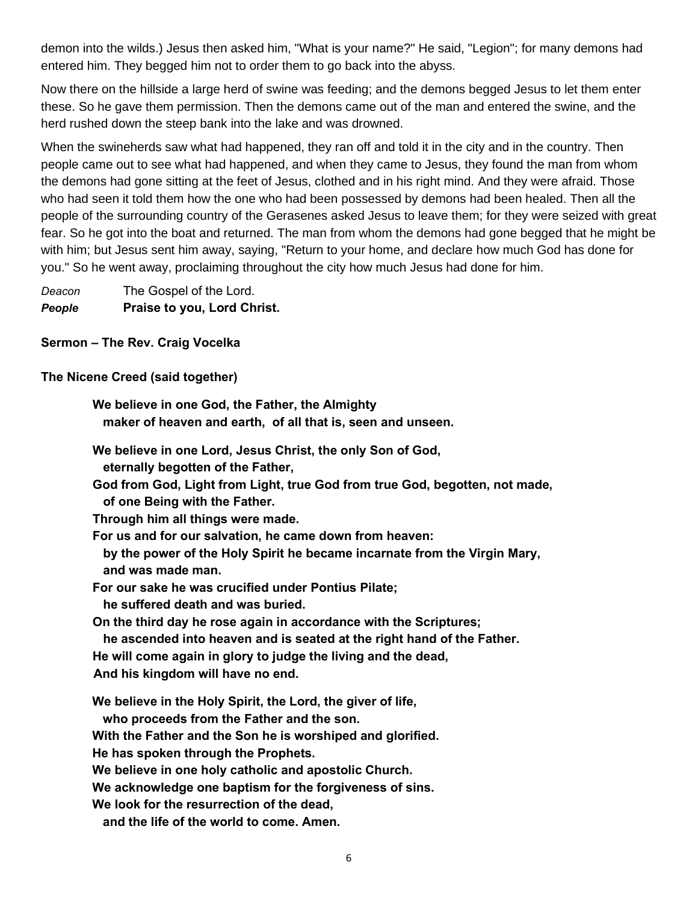demon into the wilds.) Jesus then asked him, "What is your name?" He said, "Legion"; for many demons had entered him. They begged him not to order them to go back into the abyss.

Now there on the hillside a large herd of swine was feeding; and the demons begged Jesus to let them enter these. So he gave them permission. Then the demons came out of the man and entered the swine, and the herd rushed down the steep bank into the lake and was drowned.

When the swineherds saw what had happened, they ran off and told it in the city and in the country. Then people came out to see what had happened, and when they came to Jesus, they found the man from whom the demons had gone sitting at the feet of Jesus, clothed and in his right mind. And they were afraid. Those who had seen it told them how the one who had been possessed by demons had been healed. Then all the people of the surrounding country of the Gerasenes asked Jesus to leave them; for they were seized with great fear. So he got into the boat and returned. The man from whom the demons had gone begged that he might be with him; but Jesus sent him away, saying, "Return to your home, and declare how much God has done for you." So he went away, proclaiming throughout the city how much Jesus had done for him.

*Deacon* The Gospel of the Lord.
***People*** **Praise to you, Lord Christ.**

**Sermon – The Rev. Craig Vocelka**

**The Nicene Creed (said together)**

**We believe in one God, the Father, the Almighty**
**maker of heaven and earth, of all that is, seen and unseen.**

**We believe in one Lord, Jesus Christ, the only Son of God,**
**eternally begotten of the Father,**
**God from God, Light from Light, true God from true God, begotten, not made,**
**of one Being with the Father.**
**Through him all things were made.**
**For us and for our salvation, he came down from heaven:**
**by the power of the Holy Spirit he became incarnate from the Virgin Mary,**
**and was made man.**
**For our sake he was crucified under Pontius Pilate;**
**he suffered death and was buried.**
**On the third day he rose again in accordance with the Scriptures;**
**he ascended into heaven and is seated at the right hand of the Father.**
**He will come again in glory to judge the living and the dead,**
**And his kingdom will have no end.**

**We believe in the Holy Spirit, the Lord, the giver of life,**
**who proceeds from the Father and the son.**
**With the Father and the Son he is worshiped and glorified.**
**He has spoken through the Prophets.**
**We believe in one holy catholic and apostolic Church.**
**We acknowledge one baptism for the forgiveness of sins.**
**We look for the resurrection of the dead,**
**and the life of the world to come. Amen.**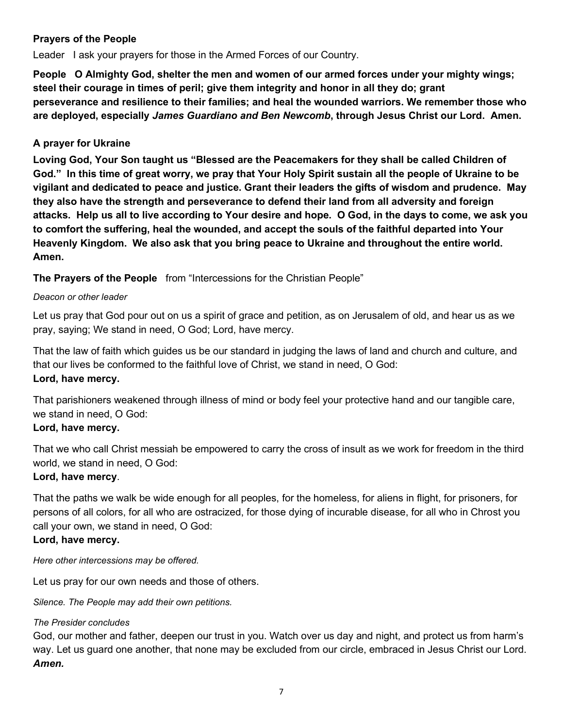**Prayers of the People**

Leader   I ask your prayers for those in the Armed Forces of our Country.

**People   O Almighty God, shelter the men and women of our armed forces under your mighty wings; steel their courage in times of peril; give them integrity and honor in all they do; grant perseverance and resilience to their families; and heal the wounded warriors. We remember those who are deployed, especially *James Guardiano and Ben Newcomb*, through Jesus Christ our Lord.  Amen.**

**A prayer for Ukraine**

**Loving God, Your Son taught us "Blessed are the Peacemakers for they shall be called Children of God."  In this time of great worry, we pray that Your Holy Spirit sustain all the people of Ukraine to be vigilant and dedicated to peace and justice. Grant their leaders the gifts of wisdom and prudence.  May they also have the strength and perseverance to defend their land from all adversity and foreign attacks.  Help us all to live according to Your desire and hope.  O God, in the days to come, we ask you to comfort the suffering, heal the wounded, and accept the souls of the faithful departed into Your Heavenly Kingdom.  We also ask that you bring peace to Ukraine and throughout the entire world. Amen.**

**The Prayers of the People**   from "Intercessions for the Christian People"

*Deacon or other leader*

Let us pray that God pour out on us a spirit of grace and petition, as on Jerusalem of old, and hear us as we pray, saying; We stand in need, O God; Lord, have mercy.

That the law of faith which guides us be our standard in judging the laws of land and church and culture, and that our lives be conformed to the faithful love of Christ, we stand in need, O God:
**Lord, have mercy.**

That parishioners weakened through illness of mind or body feel your protective hand and our tangible care, we stand in need, O God:
**Lord, have mercy.**

That we who call Christ messiah be empowered to carry the cross of insult as we work for freedom in the third world, we stand in need, O God:
**Lord, have mercy**.

That the paths we walk be wide enough for all peoples, for the homeless, for aliens in flight, for prisoners, for persons of all colors, for all who are ostracized, for those dying of incurable disease, for all who in Chrost you call your own, we stand in need, O God:
**Lord, have mercy.**

*Here other intercessions may be offered.*

Let us pray for our own needs and those of others.

*Silence. The People may add their own petitions.*

*The Presider concludes*
God, our mother and father, deepen our trust in you. Watch over us day and night, and protect us from harm's way. Let us guard one another, that none may be excluded from our circle, embraced in Jesus Christ our Lord.
***Amen.***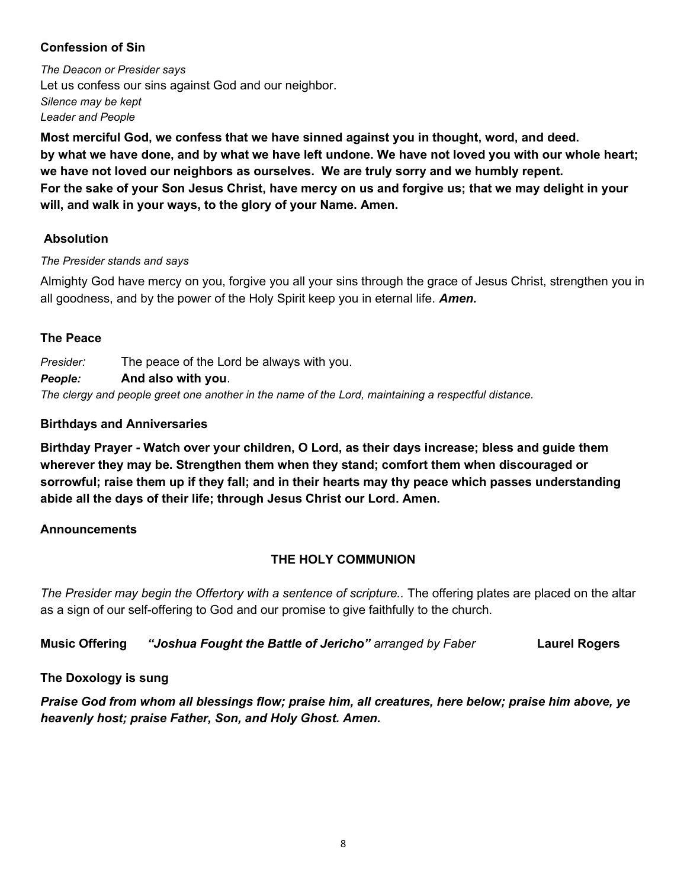### Confession of Sin

*The Deacon or Presider says*
Let us confess our sins against God and our neighbor.
*Silence may be kept*
*Leader and People*

**Most merciful God, we confess that we have sinned against you in thought, word, and deed. by what we have done, and by what we have left undone. We have not loved you with our whole heart; we have not loved our neighbors as ourselves. We are truly sorry and we humbly repent. For the sake of your Son Jesus Christ, have mercy on us and forgive us; that we may delight in your will, and walk in your ways, to the glory of your Name. Amen.**

### Absolution

*The Presider stands and says*

Almighty God have mercy on you, forgive you all your sins through the grace of Jesus Christ, strengthen you in all goodness, and by the power of the Holy Spirit keep you in eternal life. ***Amen.***

### The Peace

*Presider:* The peace of the Lord be always with you.
***People:*** **And also with you**.
*The clergy and people greet one another in the name of the Lord, maintaining a respectful distance.*

### Birthdays and Anniversaries

**Birthday Prayer - Watch over your children, O Lord, as their days increase; bless and guide them wherever they may be. Strengthen them when they stand; comfort them when discouraged or sorrowful; raise them up if they fall; and in their hearts may thy peace which passes understanding abide all the days of their life; through Jesus Christ our Lord. Amen.**

### Announcements

## THE HOLY COMMUNION

*The Presider may begin the Offertory with a sentence of scripture..* The offering plates are placed on the altar as a sign of our self-offering to God and our promise to give faithfully to the church.

**Music Offering** ***"Joshua Fought the Battle of Jericho"*** *arranged by Faber* **Laurel Rogers**

### The Doxology is sung

***Praise God from whom all blessings flow; praise him, all creatures, here below; praise him above, ye heavenly host; praise Father, Son, and Holy Ghost. Amen.***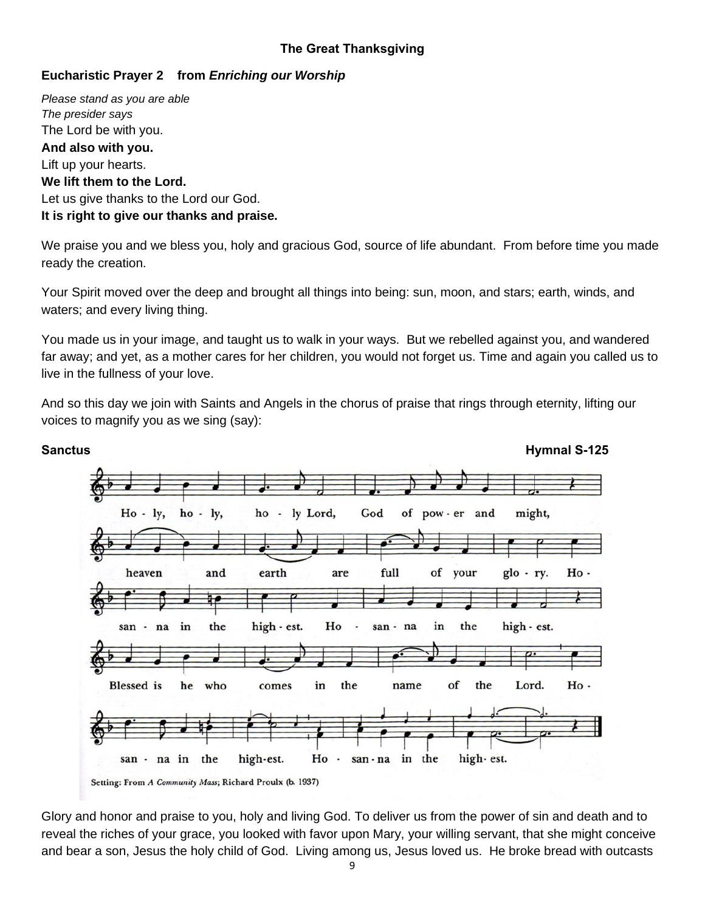## The Great Thanksgiving

**Eucharistic Prayer 2 from *Enriching our Worship***

*Please stand as you are able*
*The presider says*
The Lord be with you.
**And also with you.**
Lift up your hearts.
**We lift them to the Lord.**
Let us give thanks to the Lord our God.
**It is right to give our thanks and praise.**

We praise you and we bless you, holy and gracious God, source of life abundant. From before time you made ready the creation.

Your Spirit moved over the deep and brought all things into being: sun, moon, and stars; earth, winds, and waters; and every living thing.

You made us in your image, and taught us to walk in your ways. But we rebelled against you, and wandered far away; and yet, as a mother cares for her children, you would not forget us. Time and again you called us to live in the fullness of your love.

And so this day we join with Saints and Angels in the chorus of praise that rings through eternity, lifting our voices to magnify you as we sing (say):

**Sanctus** **Hymnal S-125**

Holy, holy, holy Lord, God of power and might, heaven and earth are full of your glory. Hosanna in the highest. Hosanna in the highest. Blessed is he who comes in the name of the Lord. Hosanna in the highest. Hosanna in the highest.

Setting: From *A Community Mass*; Richard Proulx (b. 1937)

Glory and honor and praise to you, holy and living God. To deliver us from the power of sin and death and to reveal the riches of your grace, you looked with favor upon Mary, your willing servant, that she might conceive and bear a son, Jesus the holy child of God. Living among us, Jesus loved us. He broke bread with outcasts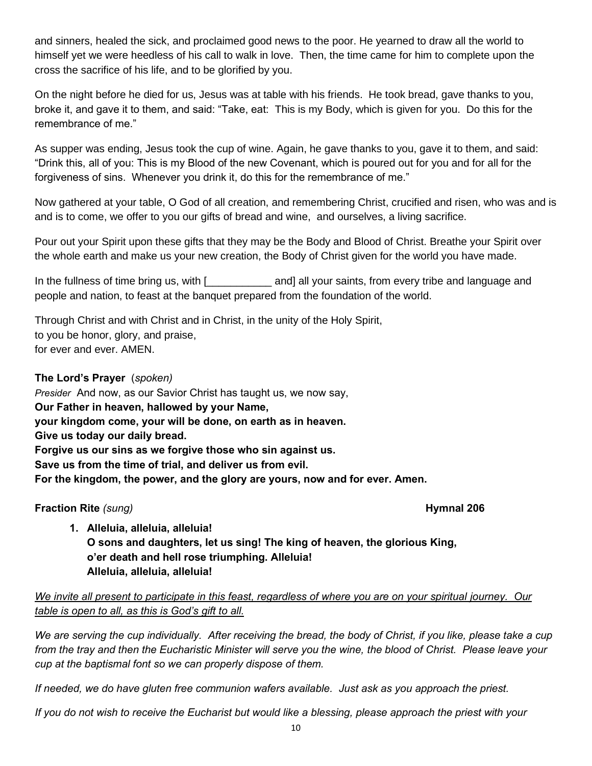and sinners, healed the sick, and proclaimed good news to the poor. He yearned to draw all the world to himself yet we were heedless of his call to walk in love. Then, the time came for him to complete upon the cross the sacrifice of his life, and to be glorified by you.

On the night before he died for us, Jesus was at table with his friends. He took bread, gave thanks to you, broke it, and gave it to them, and said: "Take, eat: This is my Body, which is given for you. Do this for the remembrance of me."

As supper was ending, Jesus took the cup of wine. Again, he gave thanks to you, gave it to them, and said: "Drink this, all of you: This is my Blood of the new Covenant, which is poured out for you and for all for the forgiveness of sins. Whenever you drink it, do this for the remembrance of me."

Now gathered at your table, O God of all creation, and remembering Christ, crucified and risen, who was and is and is to come, we offer to you our gifts of bread and wine, and ourselves, a living sacrifice.

Pour out your Spirit upon these gifts that they may be the Body and Blood of Christ. Breathe your Spirit over the whole earth and make us your new creation, the Body of Christ given for the world you have made.

In the fullness of time bring us, with [___________ and] all your saints, from every tribe and language and people and nation, to feast at the banquet prepared from the foundation of the world.

Through Christ and with Christ and in Christ, in the unity of the Holy Spirit,
to you be honor, glory, and praise,
for ever and ever. AMEN.

**The Lord's Prayer** (*spoken)*

*Presider* And now, as our Savior Christ has taught us, we now say,
**Our Father in heaven, hallowed by your Name,**
**your kingdom come, your will be done, on earth as in heaven.**
**Give us today our daily bread.**
**Forgive us our sins as we forgive those who sin against us.**
**Save us from the time of trial, and deliver us from evil.**
**For the kingdom, the power, and the glory are yours, now and for ever. Amen.**

**Fraction Rite** *(sung)* **Hymnal 206**

1. **Alleluia, alleluia, alleluia!**
   **O sons and daughters, let us sing! The king of heaven, the glorious King,**
   **o'er death and hell rose triumphing. Alleluia!**
   **Alleluia, alleluia, alleluia!**

*We invite all present to participate in this feast, regardless of where you are on your spiritual journey. Our table is open to all, as this is God's gift to all.*

*We are serving the cup individually. After receiving the bread, the body of Christ, if you like, please take a cup from the tray and then the Eucharistic Minister will serve you the wine, the blood of Christ. Please leave your cup at the baptismal font so we can properly dispose of them.*

*If needed, we do have gluten free communion wafers available. Just ask as you approach the priest.*

*If you do not wish to receive the Eucharist but would like a blessing, please approach the priest with your*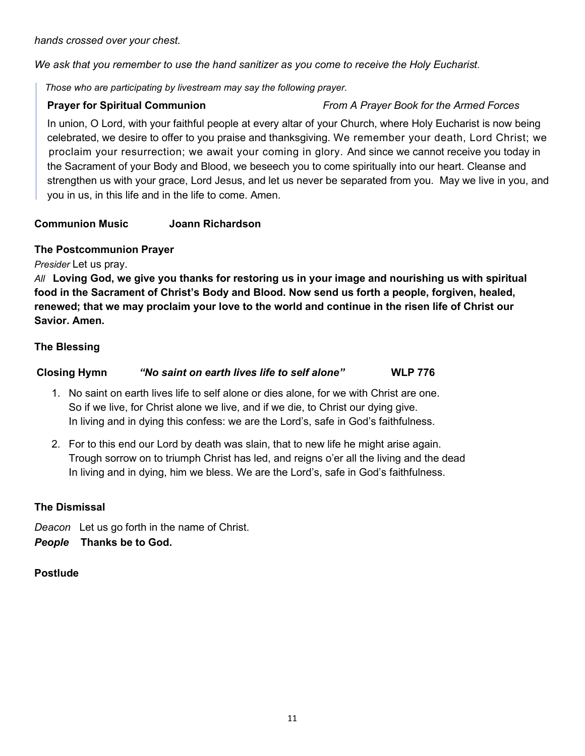*hands crossed over your chest.*

*We ask that you remember to use the hand sanitizer as you come to receive the Holy Eucharist.*

> *Those who are participating by livestream may say the following prayer.*
>
> **Prayer for Spiritual Communion** *From A Prayer Book for the Armed Forces*
>
> In union, O Lord, with your faithful people at every altar of your Church, where Holy Eucharist is now being celebrated, we desire to offer to you praise and thanksgiving. We remember your death, Lord Christ; we proclaim your resurrection; we await your coming in glory. And since we cannot receive you today in the Sacrament of your Body and Blood, we beseech you to come spiritually into our heart. Cleanse and strengthen us with your grace, Lord Jesus, and let us never be separated from you. May we live in you, and you in us, in this life and in the life to come. Amen.

**Communion Music Joann Richardson**

**The Postcommunion Prayer**

*Presider* Let us pray.

*All* **Loving God, we give you thanks for restoring us in your image and nourishing us with spiritual food in the Sacrament of Christ's Body and Blood. Now send us forth a people, forgiven, healed, renewed; that we may proclaim your love to the world and continue in the risen life of Christ our Savior. Amen.**

**The Blessing**

**Closing Hymn** ***"No saint on earth lives life to self alone"*** **WLP 776**

1. No saint on earth lives life to self alone or dies alone, for we with Christ are one.
   So if we live, for Christ alone we live, and if we die, to Christ our dying give.
   In living and in dying this confess: we are the Lord's, safe in God's faithfulness.

2. For to this end our Lord by death was slain, that to new life he might arise again.
   Trough sorrow on to triumph Christ has led, and reigns o'er all the living and the dead
   In living and in dying, him we bless. We are the Lord's, safe in God's faithfulness.

**The Dismissal**

*Deacon* Let us go forth in the name of Christ.

***People*** **Thanks be to God.**

**Postlude**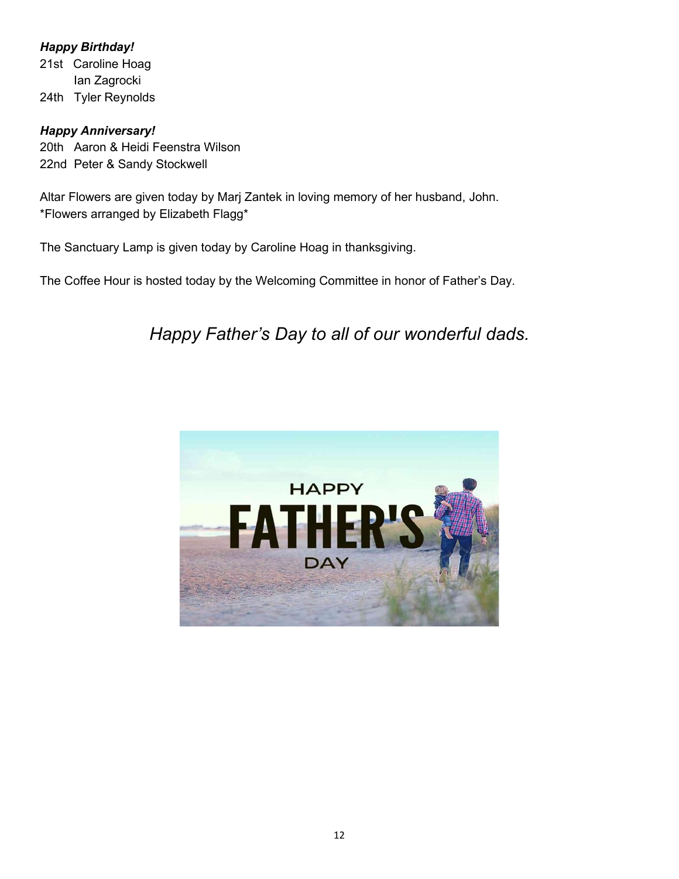***Happy Birthday!***

21st Caroline Hoag
Ian Zagrocki
24th Tyler Reynolds

***Happy Anniversary!***

20th Aaron & Heidi Feenstra Wilson
22nd Peter & Sandy Stockwell

Altar Flowers are given today by Marj Zantek in loving memory of her husband, John.
*Flowers arranged by Elizabeth Flagg*

The Sanctuary Lamp is given today by Caroline Hoag in thanksgiving.

The Coffee Hour is hosted today by the Welcoming Committee in honor of Father's Day.

*Happy Father's Day to all of our wonderful dads.*